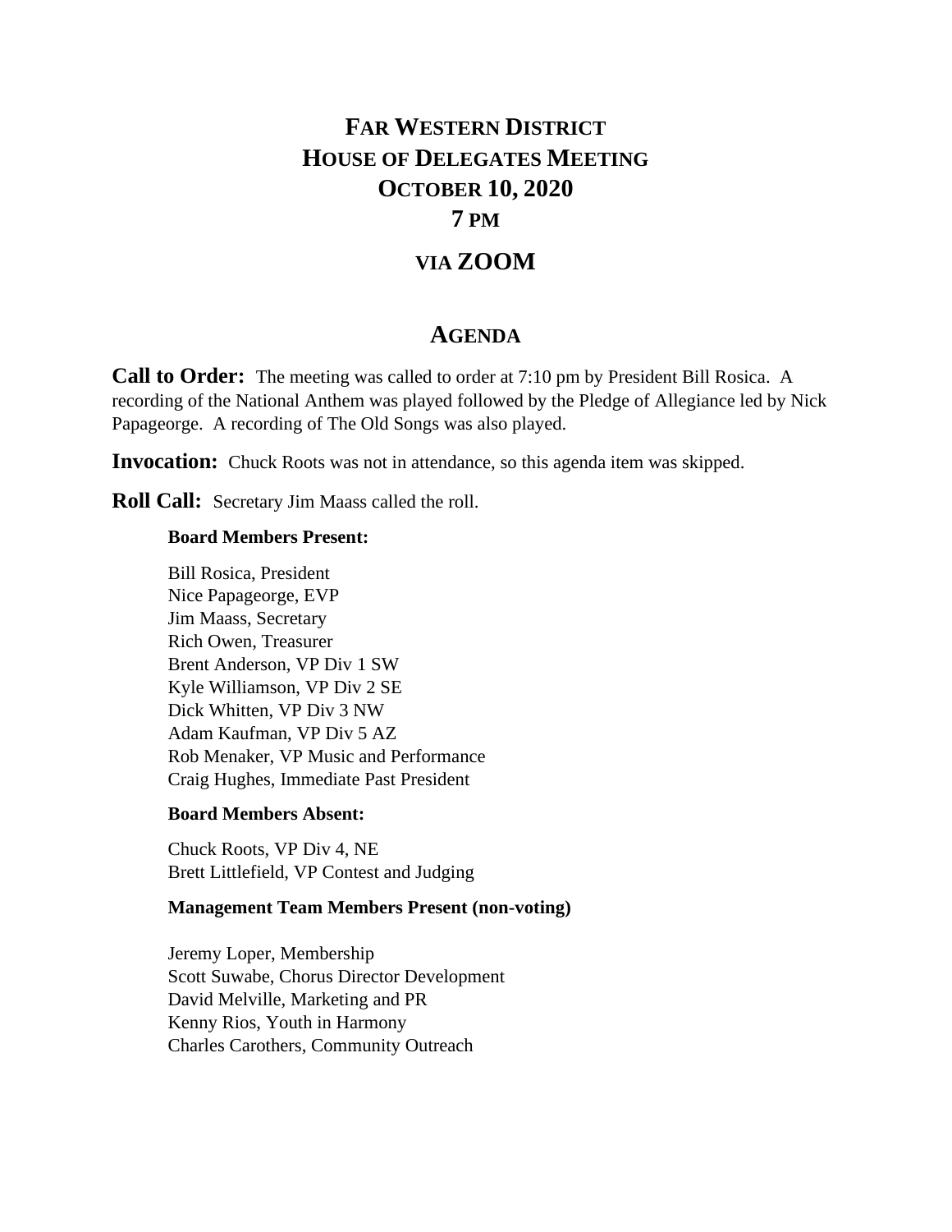# Far Western District
# House of Delegates Meeting
# October 10, 2020
# 7 PM

## via ZOOM

## Agenda

**Call to Order:** The meeting was called to order at 7:10 pm by President Bill Rosica. A recording of the National Anthem was played followed by the Pledge of Allegiance led by Nick Papageorge. A recording of The Old Songs was also played.

**Invocation:** Chuck Roots was not in attendance, so this agenda item was skipped.

**Roll Call:** Secretary Jim Maass called the roll.

**Board Members Present:**

Bill Rosica, President
Nice Papageorge, EVP
Jim Maass, Secretary
Rich Owen, Treasurer
Brent Anderson, VP Div 1 SW
Kyle Williamson, VP Div 2 SE
Dick Whitten, VP Div 3 NW
Adam Kaufman, VP Div 5 AZ
Rob Menaker, VP Music and Performance
Craig Hughes, Immediate Past President

**Board Members Absent:**

Chuck Roots, VP Div 4, NE
Brett Littlefield, VP Contest and Judging

**Management Team Members Present (non-voting)**

Jeremy Loper, Membership
Scott Suwabe, Chorus Director Development
David Melville, Marketing and PR
Kenny Rios, Youth in Harmony
Charles Carothers, Community Outreach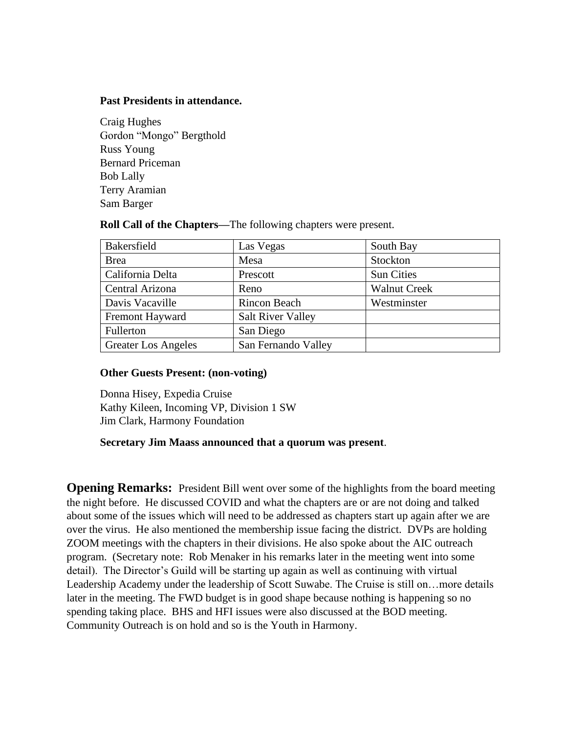**Past Presidents in attendance.**

Craig Hughes
Gordon “Mongo” Bergthold
Russ Young
Bernard Priceman
Bob Lally
Terry Aramian
Sam Barger

**Roll Call of the Chapters—**The following chapters were present.

| | | |
|---|---|---|
| Bakersfield | Las Vegas | South Bay |
| Brea | Mesa | Stockton |
| California Delta | Prescott | Sun Cities |
| Central Arizona | Reno | Walnut Creek |
| Davis Vacaville | Rincon Beach | Westminster |
| Fremont Hayward | Salt River Valley | |
| Fullerton | San Diego | |
| Greater Los Angeles | San Fernando Valley | |

**Other Guests Present: (non-voting)**

Donna Hisey, Expedia Cruise
Kathy Kileen, Incoming VP, Division 1 SW
Jim Clark, Harmony Foundation

**Secretary Jim Maass announced that a quorum was present**.

**Opening Remarks:** President Bill went over some of the highlights from the board meeting the night before. He discussed COVID and what the chapters are or are not doing and talked about some of the issues which will need to be addressed as chapters start up again after we are over the virus. He also mentioned the membership issue facing the district. DVPs are holding ZOOM meetings with the chapters in their divisions. He also spoke about the AIC outreach program. (Secretary note: Rob Menaker in his remarks later in the meeting went into some detail). The Director’s Guild will be starting up again as well as continuing with virtual Leadership Academy under the leadership of Scott Suwabe. The Cruise is still on…more details later in the meeting. The FWD budget is in good shape because nothing is happening so no spending taking place. BHS and HFI issues were also discussed at the BOD meeting. Community Outreach is on hold and so is the Youth in Harmony.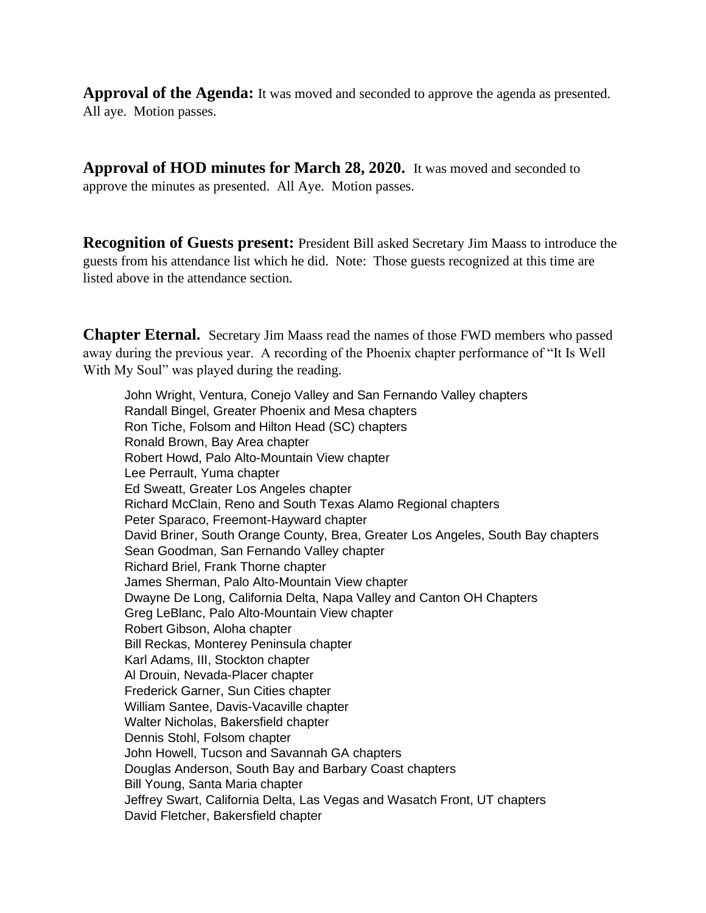**Approval of the Agenda:** It was moved and seconded to approve the agenda as presented. All aye. Motion passes.

**Approval of HOD minutes for March 28, 2020.** It was moved and seconded to approve the minutes as presented. All Aye. Motion passes.

**Recognition of Guests present:** President Bill asked Secretary Jim Maass to introduce the guests from his attendance list which he did. Note: Those guests recognized at this time are listed above in the attendance section.

**Chapter Eternal.** Secretary Jim Maass read the names of those FWD members who passed away during the previous year. A recording of the Phoenix chapter performance of "It Is Well With My Soul" was played during the reading.

John Wright, Ventura, Conejo Valley and San Fernando Valley chapters
Randall Bingel, Greater Phoenix and Mesa chapters
Ron Tiche, Folsom and Hilton Head (SC) chapters
Ronald Brown, Bay Area chapter
Robert Howd, Palo Alto-Mountain View chapter
Lee Perrault, Yuma chapter
Ed Sweatt, Greater Los Angeles chapter
Richard McClain, Reno and South Texas Alamo Regional chapters
Peter Sparaco, Freemont-Hayward chapter
David Briner, South Orange County, Brea, Greater Los Angeles, South Bay chapters
Sean Goodman, San Fernando Valley chapter
Richard Briel, Frank Thorne chapter
James Sherman, Palo Alto-Mountain View chapter
Dwayne De Long, California Delta, Napa Valley and Canton OH Chapters
Greg LeBlanc, Palo Alto-Mountain View chapter
Robert Gibson, Aloha chapter
Bill Reckas, Monterey Peninsula chapter
Karl Adams, III, Stockton chapter
Al Drouin, Nevada-Placer chapter
Frederick Garner, Sun Cities chapter
William Santee, Davis-Vacaville chapter
Walter Nicholas, Bakersfield chapter
Dennis Stohl, Folsom chapter
John Howell, Tucson and Savannah GA chapters
Douglas Anderson, South Bay and Barbary Coast chapters
Bill Young, Santa Maria chapter
Jeffrey Swart, California Delta, Las Vegas and Wasatch Front, UT chapters
David Fletcher, Bakersfield chapter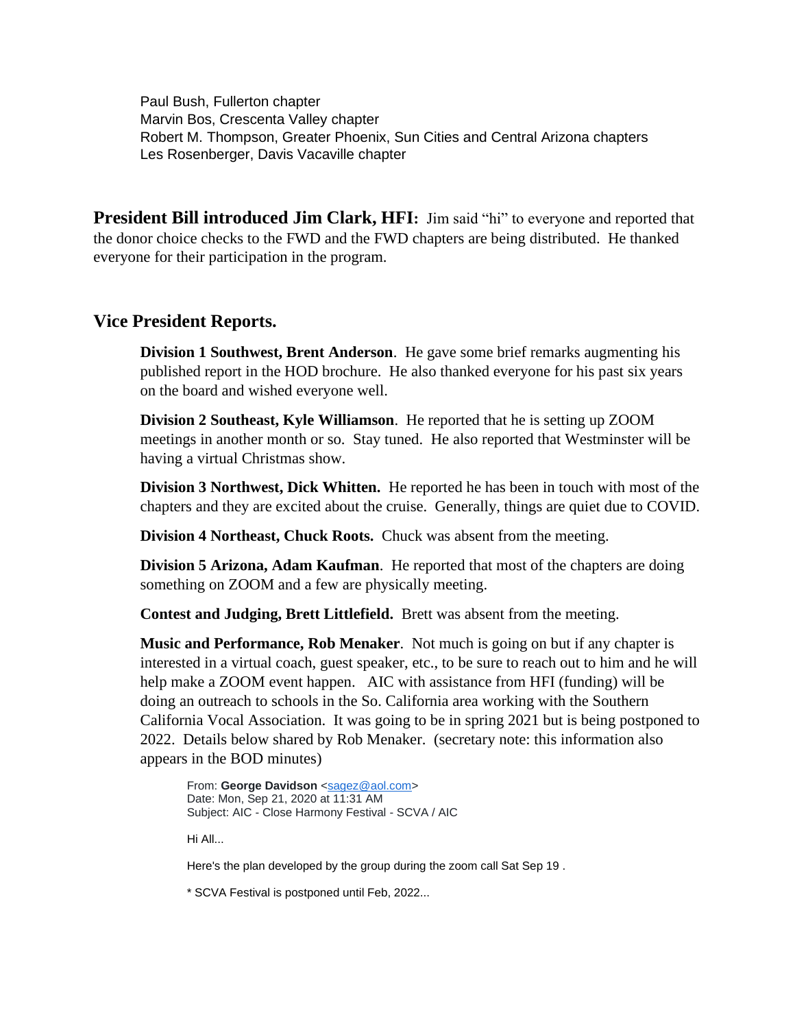Paul Bush, Fullerton chapter
Marvin Bos, Crescenta Valley chapter
Robert M. Thompson, Greater Phoenix, Sun Cities and Central Arizona chapters
Les Rosenberger, Davis Vacaville chapter

**President Bill introduced Jim Clark, HFI:** Jim said "hi" to everyone and reported that the donor choice checks to the FWD and the FWD chapters are being distributed. He thanked everyone for their participation in the program.

## Vice President Reports.

**Division 1 Southwest, Brent Anderson**. He gave some brief remarks augmenting his published report in the HOD brochure. He also thanked everyone for his past six years on the board and wished everyone well.

**Division 2 Southeast, Kyle Williamson**. He reported that he is setting up ZOOM meetings in another month or so. Stay tuned. He also reported that Westminster will be having a virtual Christmas show.

**Division 3 Northwest, Dick Whitten.** He reported he has been in touch with most of the chapters and they are excited about the cruise. Generally, things are quiet due to COVID.

**Division 4 Northeast, Chuck Roots.** Chuck was absent from the meeting.

**Division 5 Arizona, Adam Kaufman**. He reported that most of the chapters are doing something on ZOOM and a few are physically meeting.

**Contest and Judging, Brett Littlefield.** Brett was absent from the meeting.

**Music and Performance, Rob Menaker**. Not much is going on but if any chapter is interested in a virtual coach, guest speaker, etc., to be sure to reach out to him and he will help make a ZOOM event happen. AIC with assistance from HFI (funding) will be doing an outreach to schools in the So. California area working with the Southern California Vocal Association. It was going to be in spring 2021 but is being postponed to 2022. Details below shared by Rob Menaker. (secretary note: this information also appears in the BOD minutes)

> From: **George Davidson** <sagez@aol.com>
> Date: Mon, Sep 21, 2020 at 11:31 AM
> Subject: AIC - Close Harmony Festival - SCVA / AIC
>
> Hi All...
>
> Here's the plan developed by the group during the zoom call Sat Sep 19 .
>
> * SCVA Festival is postponed until Feb, 2022...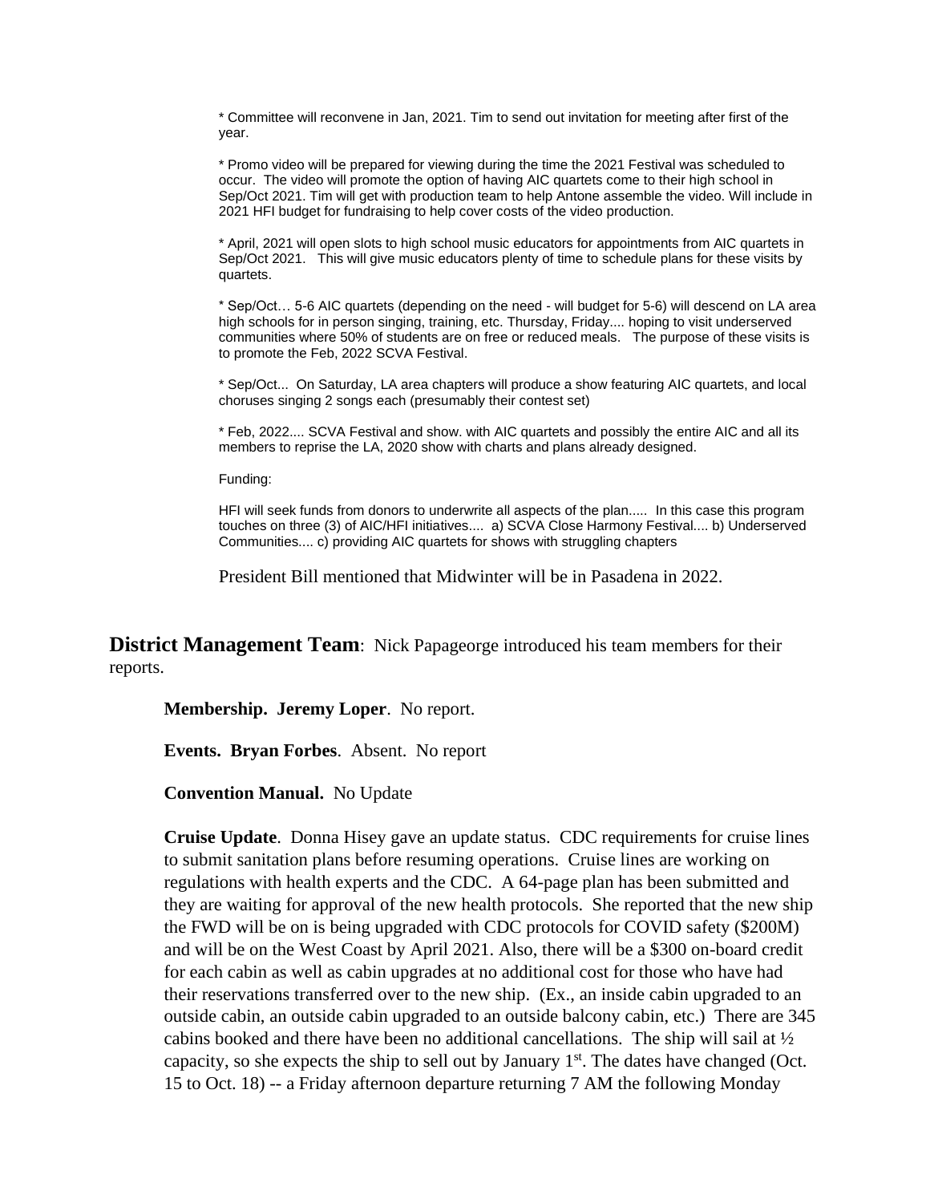* Committee will reconvene in Jan, 2021. Tim to send out invitation for meeting after first of the year.

* Promo video will be prepared for viewing during the time the 2021 Festival was scheduled to occur. The video will promote the option of having AIC quartets come to their high school in Sep/Oct 2021. Tim will get with production team to help Antone assemble the video. Will include in 2021 HFI budget for fundraising to help cover costs of the video production.

* April, 2021 will open slots to high school music educators for appointments from AIC quartets in Sep/Oct 2021. This will give music educators plenty of time to schedule plans for these visits by quartets.

* Sep/Oct… 5-6 AIC quartets (depending on the need - will budget for 5-6) will descend on LA area high schools for in person singing, training, etc. Thursday, Friday.... hoping to visit underserved communities where 50% of students are on free or reduced meals. The purpose of these visits is to promote the Feb, 2022 SCVA Festival.

* Sep/Oct... On Saturday, LA area chapters will produce a show featuring AIC quartets, and local choruses singing 2 songs each (presumably their contest set)

* Feb, 2022.... SCVA Festival and show. with AIC quartets and possibly the entire AIC and all its members to reprise the LA, 2020 show with charts and plans already designed.

Funding:

HFI will seek funds from donors to underwrite all aspects of the plan..... In this case this program touches on three (3) of AIC/HFI initiatives.... a) SCVA Close Harmony Festival.... b) Underserved Communities.... c) providing AIC quartets for shows with struggling chapters

President Bill mentioned that Midwinter will be in Pasadena in 2022.

**District Management Team**: Nick Papageorge introduced his team members for their reports.

**Membership. Jeremy Loper**. No report.

**Events. Bryan Forbes**. Absent. No report

**Convention Manual.** No Update

**Cruise Update**. Donna Hisey gave an update status. CDC requirements for cruise lines to submit sanitation plans before resuming operations. Cruise lines are working on regulations with health experts and the CDC. A 64-page plan has been submitted and they are waiting for approval of the new health protocols. She reported that the new ship the FWD will be on is being upgraded with CDC protocols for COVID safety ($200M) and will be on the West Coast by April 2021. Also, there will be a $300 on-board credit for each cabin as well as cabin upgrades at no additional cost for those who have had their reservations transferred over to the new ship. (Ex., an inside cabin upgraded to an outside cabin, an outside cabin upgraded to an outside balcony cabin, etc.) There are 345 cabins booked and there have been no additional cancellations. The ship will sail at ½ capacity, so she expects the ship to sell out by January 1st. The dates have changed (Oct. 15 to Oct. 18) -- a Friday afternoon departure returning 7 AM the following Monday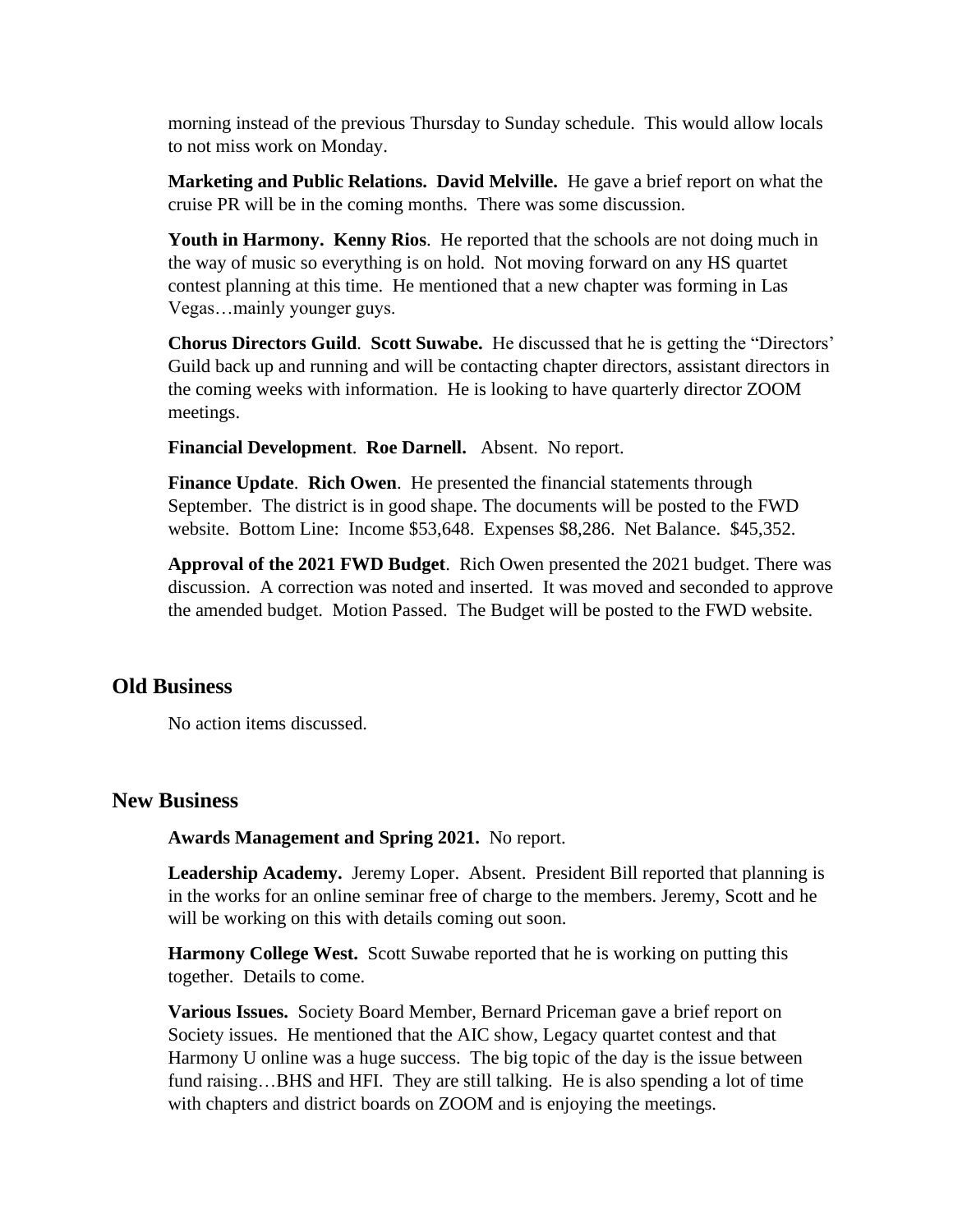morning instead of the previous Thursday to Sunday schedule. This would allow locals to not miss work on Monday.

**Marketing and Public Relations. David Melville.** He gave a brief report on what the cruise PR will be in the coming months. There was some discussion.

**Youth in Harmony. Kenny Rios**. He reported that the schools are not doing much in the way of music so everything is on hold. Not moving forward on any HS quartet contest planning at this time. He mentioned that a new chapter was forming in Las Vegas…mainly younger guys.

**Chorus Directors Guild**. **Scott Suwabe.** He discussed that he is getting the "Directors' Guild back up and running and will be contacting chapter directors, assistant directors in the coming weeks with information. He is looking to have quarterly director ZOOM meetings.

**Financial Development**. **Roe Darnell.** Absent. No report.

**Finance Update**. **Rich Owen**. He presented the financial statements through September. The district is in good shape. The documents will be posted to the FWD website. Bottom Line: Income $53,648. Expenses $8,286. Net Balance. $45,352.

**Approval of the 2021 FWD Budget**. Rich Owen presented the 2021 budget. There was discussion. A correction was noted and inserted. It was moved and seconded to approve the amended budget. Motion Passed. The Budget will be posted to the FWD website.

## Old Business

No action items discussed.

## New Business

**Awards Management and Spring 2021.** No report.

**Leadership Academy.** Jeremy Loper. Absent. President Bill reported that planning is in the works for an online seminar free of charge to the members. Jeremy, Scott and he will be working on this with details coming out soon.

**Harmony College West.** Scott Suwabe reported that he is working on putting this together. Details to come.

**Various Issues.** Society Board Member, Bernard Priceman gave a brief report on Society issues. He mentioned that the AIC show, Legacy quartet contest and that Harmony U online was a huge success. The big topic of the day is the issue between fund raising…BHS and HFI. They are still talking. He is also spending a lot of time with chapters and district boards on ZOOM and is enjoying the meetings.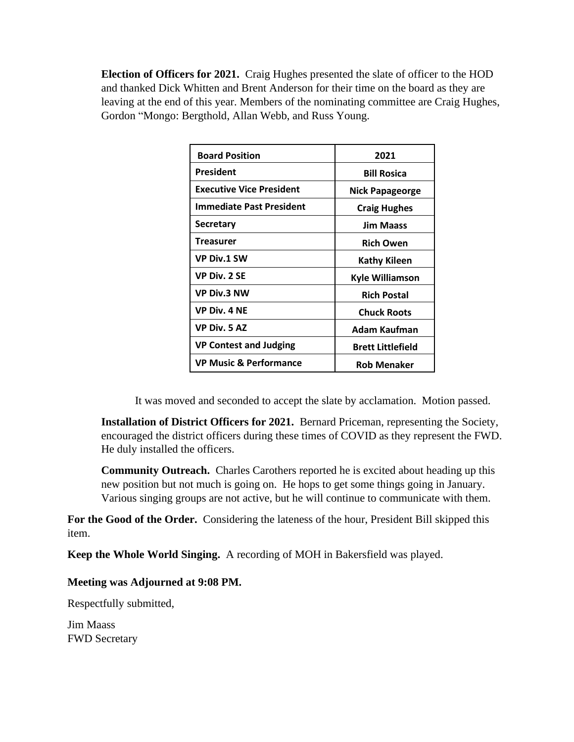**Election of Officers for 2021.** Craig Hughes presented the slate of officer to the HOD and thanked Dick Whitten and Brent Anderson for their time on the board as they are leaving at the end of this year. Members of the nominating committee are Craig Hughes, Gordon "Mongo: Bergthold, Allan Webb, and Russ Young.

| Board Position | 2021 |
|---|---|
| President | Bill Rosica |
| Executive Vice President | Nick Papageorge |
| Immediate Past President | Craig Hughes |
| Secretary | Jim Maass |
| Treasurer | Rich Owen |
| VP Div.1 SW | Kathy Kileen |
| VP Div. 2 SE | Kyle Williamson |
| VP Div.3 NW | Rich Postal |
| VP Div. 4 NE | Chuck Roots |
| VP Div. 5 AZ | Adam Kaufman |
| VP Contest and Judging | Brett Littlefield |
| VP Music & Performance | Rob Menaker |

It was moved and seconded to accept the slate by acclamation. Motion passed.

**Installation of District Officers for 2021.** Bernard Priceman, representing the Society, encouraged the district officers during these times of COVID as they represent the FWD. He duly installed the officers.

**Community Outreach.** Charles Carothers reported he is excited about heading up this new position but not much is going on. He hops to get some things going in January. Various singing groups are not active, but he will continue to communicate with them.

**For the Good of the Order.** Considering the lateness of the hour, President Bill skipped this item.

**Keep the Whole World Singing.** A recording of MOH in Bakersfield was played.

**Meeting was Adjourned at 9:08 PM.**

Respectfully submitted,

Jim Maass
FWD Secretary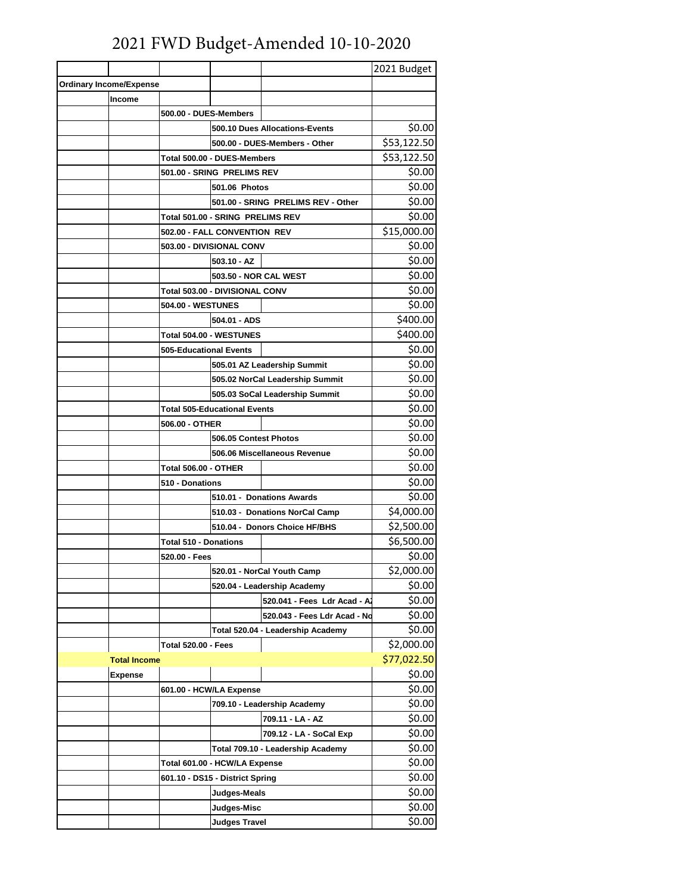# 2021 FWD Budget-Amended 10-10-2020

| | | | | | 2021 Budget |
|---|---|---|---|---|---|
| **Ordinary Income/Expense** | | | | | |
| | **Income** | | | | |
| | | **500.00 - DUES-Members** | | | |
| | | | **500.10 Dues Allocations-Events** | | $0.00 |
| | | | **500.00 - DUES-Members - Other** | | $53,122.50 |
| | | **Total 500.00 - DUES-Members** | | | $53,122.50 |
| | | **501.00 - SRING PRELIMS REV** | | | $0.00 |
| | | | **501.06 Photos** | | $0.00 |
| | | | **501.00 - SRING PRELIMS REV - Other** | | $0.00 |
| | | **Total 501.00 - SRING PRELIMS REV** | | | $0.00 |
| | | **502.00 - FALL CONVENTION REV** | | | $15,000.00 |
| | | **503.00 - DIVISIONAL CONV** | | | $0.00 |
| | | | **503.10 - AZ** | | $0.00 |
| | | | **503.50 - NOR CAL WEST** | | $0.00 |
| | | **Total 503.00 - DIVISIONAL CONV** | | | $0.00 |
| | | **504.00 - WESTUNES** | | | $0.00 |
| | | | **504.01 - ADS** | | $400.00 |
| | | **Total 504.00 - WESTUNES** | | | $400.00 |
| | | **505-Educational Events** | | | $0.00 |
| | | | **505.01 AZ Leadership Summit** | | $0.00 |
| | | | **505.02 NorCal Leadership Summit** | | $0.00 |
| | | | **505.03 SoCal Leadership Summit** | | $0.00 |
| | | **Total 505-Educational Events** | | | $0.00 |
| | | **506.00 - OTHER** | | | $0.00 |
| | | | **506.05 Contest Photos** | | $0.00 |
| | | | **506.06 Miscellaneous Revenue** | | $0.00 |
| | | **Total 506.00 - OTHER** | | | $0.00 |
| | | **510 - Donations** | | | $0.00 |
| | | | **510.01 - Donations Awards** | | $0.00 |
| | | | **510.03 - Donations NorCal Camp** | | $4,000.00 |
| | | | **510.04 - Donors Choice HF/BHS** | | $2,500.00 |
| | | **Total 510 - Donations** | | | $6,500.00 |
| | | **520.00 - Fees** | | | $0.00 |
| | | | **520.01 - NorCal Youth Camp** | | $2,000.00 |
| | | | **520.04 - Leadership Academy** | | $0.00 |
| | | | | **520.041 - Fees Ldr Acad - AZ** | $0.00 |
| | | | | **520.043 - Fees Ldr Acad - No** | $0.00 |
| | | | **Total 520.04 - Leadership Academy** | | $0.00 |
| | | **Total 520.00 - Fees** | | | $2,000.00 |
| | **Total Income** | | | | $77,022.50 |
| | **Expense** | | | | $0.00 |
| | | **601.00 - HCW/LA Expense** | | | $0.00 |
| | | | **709.10 - Leadership Academy** | | $0.00 |
| | | | | **709.11 - LA - AZ** | $0.00 |
| | | | | **709.12 - LA - SoCal Exp** | $0.00 |
| | | | **Total 709.10 - Leadership Academy** | | $0.00 |
| | | **Total 601.00 - HCW/LA Expense** | | | $0.00 |
| | | **601.10 - DS15 - District Spring** | | | $0.00 |
| | | | **Judges-Meals** | | $0.00 |
| | | | **Judges-Misc** | | $0.00 |
| | | | **Judges Travel** | | $0.00 |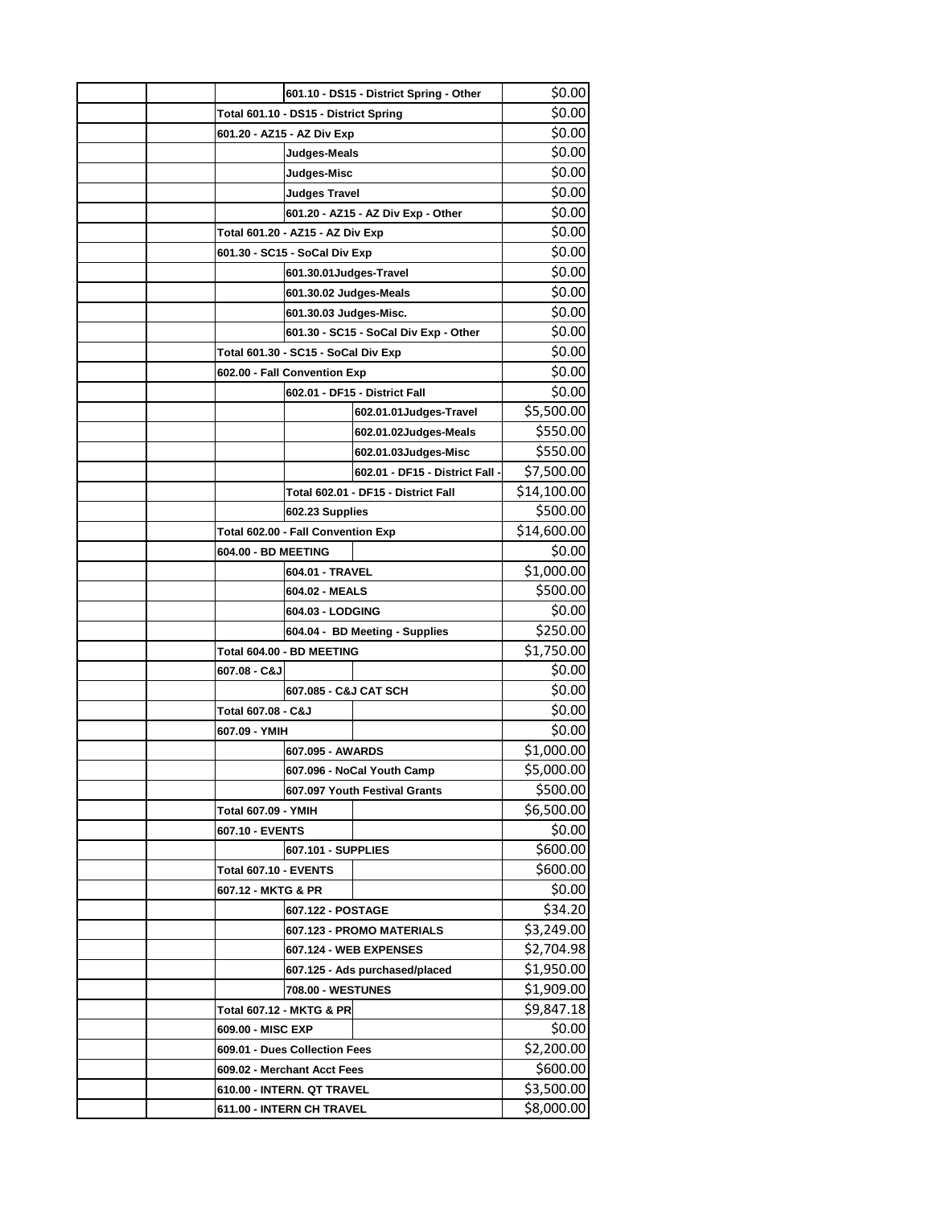| | | | | | |
|---|---|---|---|---|---|
| | | | 601.10 - DS15 - District Spring - Other | | $0.00 |
| | | Total 601.10 - DS15 - District Spring | | | $0.00 |
| | | 601.20 - AZ15 - AZ Div Exp | | | $0.00 |
| | | | Judges-Meals | | $0.00 |
| | | | Judges-Misc | | $0.00 |
| | | | Judges Travel | | $0.00 |
| | | | 601.20 - AZ15 - AZ Div Exp - Other | | $0.00 |
| | | Total 601.20 - AZ15 - AZ Div Exp | | | $0.00 |
| | | 601.30 - SC15 - SoCal Div Exp | | | $0.00 |
| | | | 601.30.01Judges-Travel | | $0.00 |
| | | | 601.30.02 Judges-Meals | | $0.00 |
| | | | 601.30.03 Judges-Misc. | | $0.00 |
| | | | 601.30 - SC15 - SoCal Div Exp - Other | | $0.00 |
| | | Total 601.30 - SC15 - SoCal Div Exp | | | $0.00 |
| | | 602.00 - Fall Convention Exp | | | $0.00 |
| | | | 602.01 - DF15 - District Fall | | $0.00 |
| | | | | 602.01.01Judges-Travel | $5,500.00 |
| | | | | 602.01.02Judges-Meals | $550.00 |
| | | | | 602.01.03Judges-Misc | $550.00 |
| | | | | 602.01 - DF15 - District Fall - | $7,500.00 |
| | | | Total 602.01 - DF15 - District Fall | | $14,100.00 |
| | | | 602.23 Supplies | | $500.00 |
| | | Total 602.00 - Fall Convention Exp | | | $14,600.00 |
| | | 604.00 - BD MEETING | | | $0.00 |
| | | | 604.01 - TRAVEL | | $1,000.00 |
| | | | 604.02 - MEALS | | $500.00 |
| | | | 604.03 - LODGING | | $0.00 |
| | | | 604.04 - BD Meeting - Supplies | | $250.00 |
| | | Total 604.00 - BD MEETING | | | $1,750.00 |
| | | 607.08 - C&J | | | $0.00 |
| | | | 607.085 - C&J CAT SCH | | $0.00 |
| | | Total 607.08 - C&J | | | $0.00 |
| | | 607.09 - YMIH | | | $0.00 |
| | | | 607.095 - AWARDS | | $1,000.00 |
| | | | 607.096 - NoCal Youth Camp | | $5,000.00 |
| | | | 607.097 Youth Festival Grants | | $500.00 |
| | | Total 607.09 - YMIH | | | $6,500.00 |
| | | 607.10 - EVENTS | | | $0.00 |
| | | | 607.101 - SUPPLIES | | $600.00 |
| | | Total 607.10 - EVENTS | | | $600.00 |
| | | 607.12 - MKTG & PR | | | $0.00 |
| | | | 607.122 - POSTAGE | | $34.20 |
| | | | 607.123 - PROMO MATERIALS | | $3,249.00 |
| | | | 607.124 - WEB EXPENSES | | $2,704.98 |
| | | | 607.125 - Ads purchased/placed | | $1,950.00 |
| | | | 708.00 - WESTUNES | | $1,909.00 |
| | | Total 607.12 - MKTG & PR | | | $9,847.18 |
| | | 609.00 - MISC EXP | | | $0.00 |
| | | 609.01 - Dues Collection Fees | | | $2,200.00 |
| | | 609.02 - Merchant Acct Fees | | | $600.00 |
| | | 610.00 - INTERN. QT TRAVEL | | | $3,500.00 |
| | | 611.00 - INTERN CH TRAVEL | | | $8,000.00 |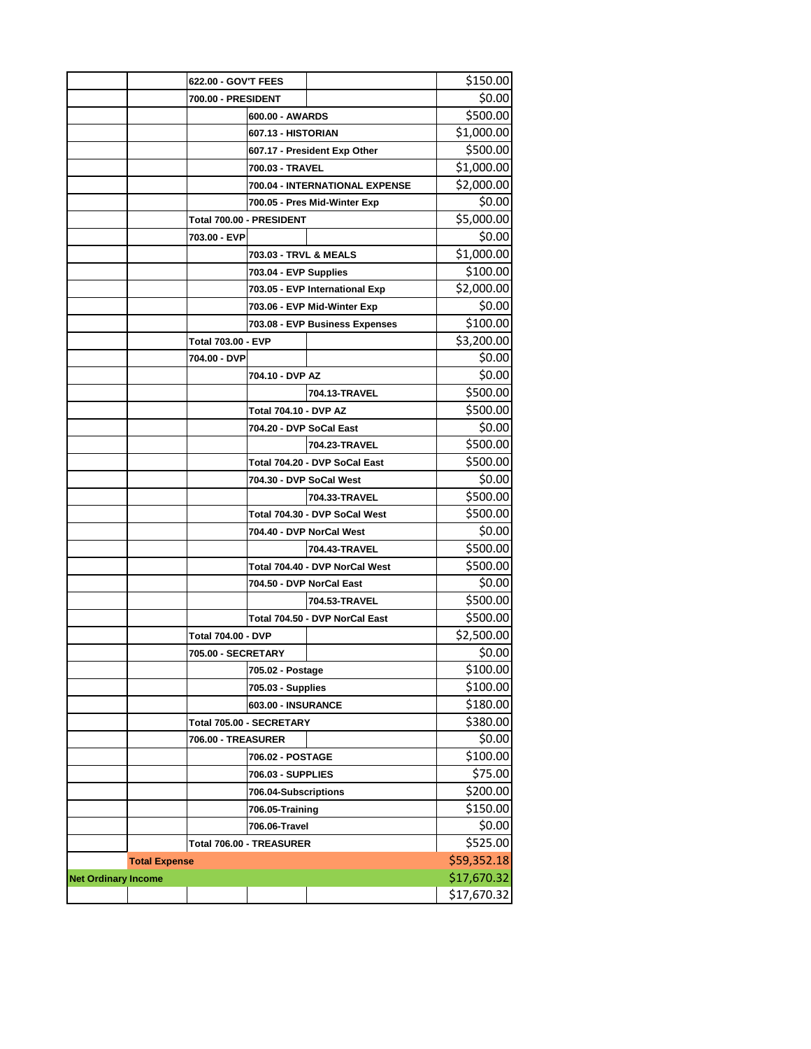| | | | | | |
|---|---|---|---|---|---|
| | | 622.00 - GOV'T FEES | | | $150.00 |
| | | 700.00 - PRESIDENT | | | $0.00 |
| | | | 600.00 - AWARDS | | $500.00 |
| | | | 607.13 - HISTORIAN | | $1,000.00 |
| | | | 607.17 - President Exp Other | | $500.00 |
| | | | 700.03 - TRAVEL | | $1,000.00 |
| | | | 700.04 - INTERNATIONAL EXPENSE | | $2,000.00 |
| | | | 700.05 - Pres Mid-Winter Exp | | $0.00 |
| | | Total 700.00 - PRESIDENT | | | $5,000.00 |
| | | 703.00 - EVP | | | $0.00 |
| | | | 703.03 - TRVL & MEALS | | $1,000.00 |
| | | | 703.04 - EVP Supplies | | $100.00 |
| | | | 703.05 - EVP International Exp | | $2,000.00 |
| | | | 703.06 - EVP Mid-Winter Exp | | $0.00 |
| | | | 703.08 - EVP Business Expenses | | $100.00 |
| | | Total 703.00 - EVP | | | $3,200.00 |
| | | 704.00 - DVP | | | $0.00 |
| | | | 704.10 - DVP AZ | | $0.00 |
| | | | | 704.13-TRAVEL | $500.00 |
| | | | Total 704.10 - DVP AZ | | $500.00 |
| | | | 704.20 - DVP SoCal East | | $0.00 |
| | | | | 704.23-TRAVEL | $500.00 |
| | | | Total 704.20 - DVP SoCal East | | $500.00 |
| | | | 704.30 - DVP SoCal West | | $0.00 |
| | | | | 704.33-TRAVEL | $500.00 |
| | | | Total 704.30 - DVP SoCal West | | $500.00 |
| | | | 704.40 - DVP NorCal West | | $0.00 |
| | | | | 704.43-TRAVEL | $500.00 |
| | | | Total 704.40 - DVP NorCal West | | $500.00 |
| | | | 704.50 - DVP NorCal East | | $0.00 |
| | | | | 704.53-TRAVEL | $500.00 |
| | | | Total 704.50 - DVP NorCal East | | $500.00 |
| | | Total 704.00 - DVP | | | $2,500.00 |
| | | 705.00 - SECRETARY | | | $0.00 |
| | | | 705.02 - Postage | | $100.00 |
| | | | 705.03 - Supplies | | $100.00 |
| | | | 603.00 - INSURANCE | | $180.00 |
| | | Total 705.00 - SECRETARY | | | $380.00 |
| | | 706.00 - TREASURER | | | $0.00 |
| | | | 706.02 - POSTAGE | | $100.00 |
| | | | 706.03 - SUPPLIES | | $75.00 |
| | | | 706.04-Subscriptions | | $200.00 |
| | | | 706.05-Training | | $150.00 |
| | | | 706.06-Travel | | $0.00 |
| | | Total 706.00 - TREASURER | | | $525.00 |
| | Total Expense | | | | $59,352.18 |
| Net Ordinary Income | | | | | $17,670.32 |
| | | | | | $17,670.32 |